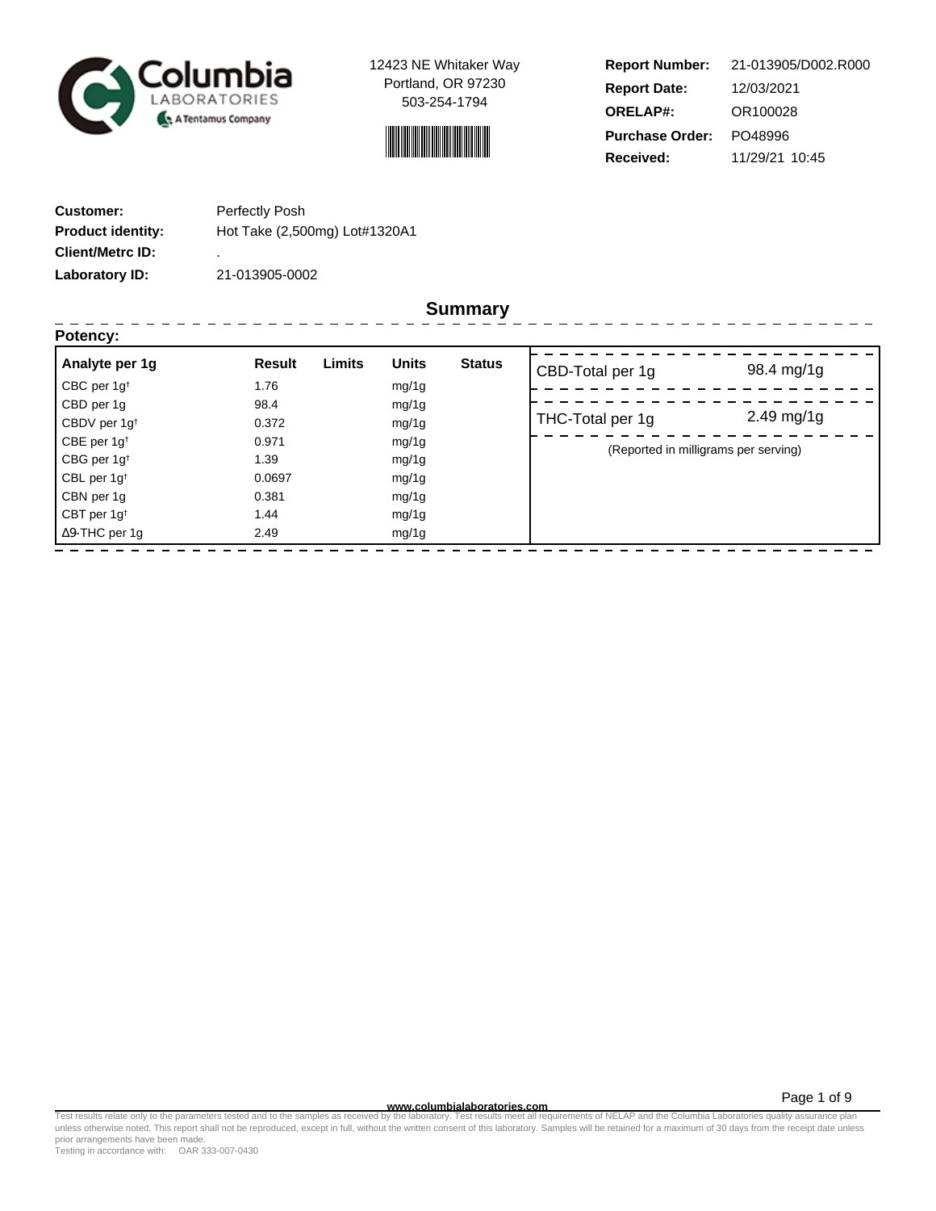Columbia LABORATORIES
A Tentamus Company

12423 NE Whitaker Way
Portland, OR 97230
503-254-1794

| | |
|---|---|
| **Report Number:** | 21-013905/D002.R000 |
| **Report Date:** | 12/03/2021 |
| **ORELAP#:** | OR100028 |
| **Purchase Order:** | PO48996 |
| **Received:** | 11/29/21 10:45 |

| | |
|---|---|
| **Customer:** | Perfectly Posh |
| **Product identity:** | Hot Take (2,500mg) Lot#1320A1 |
| **Client/Metrc ID:** | . |
| **Laboratory ID:** | 21-013905-0002 |

## Summary

**Potency:**

| Analyte per 1g | Result | Limits | Units | Status |
|---|---|---|---|---|
| CBC per 1g† | 1.76 | | mg/1g | |
| CBD per 1g | 98.4 | | mg/1g | |
| CBDV per 1g† | 0.372 | | mg/1g | |
| CBE per 1g† | 0.971 | | mg/1g | |
| CBG per 1g† | 1.39 | | mg/1g | |
| CBL per 1g† | 0.0697 | | mg/1g | |
| CBN per 1g | 0.381 | | mg/1g | |
| CBT per 1g† | 1.44 | | mg/1g | |
| Δ9-THC per 1g | 2.49 | | mg/1g | |

| | |
|---|---|
| CBD-Total per 1g | 98.4 mg/1g |
| THC-Total per 1g | 2.49 mg/1g |

(Reported in milligrams per serving)

www.columbialaboratories.com

Test results relate only to the parameters tested and to the samples as received by the laboratory. Test results meet all requirements of NELAP and the Columbia Laboratories quality assurance plan unless otherwise noted. This report shall not be reproduced, except in full, without the written consent of this laboratory. Samples will be retained for a maximum of 30 days from the receipt date unless prior arrangements have been made.
Testing in accordance with: OAR 333-007-0430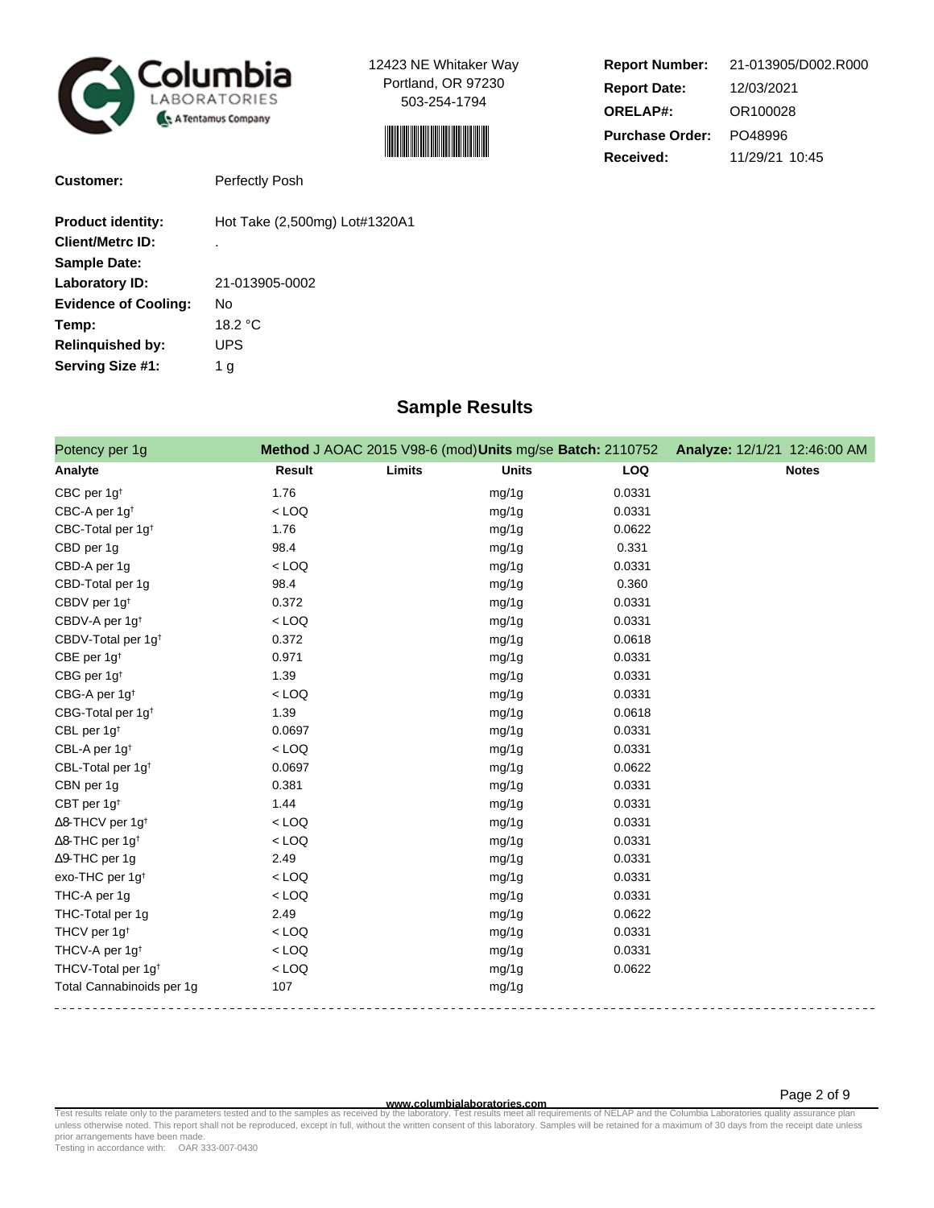Columbia LABORATORIES
A Tentamus Company

12423 NE Whitaker Way
Portland, OR 97230
503-254-1794

| | |
|---|---|
| **Report Number:** | 21-013905/D002.R000 |
| **Report Date:** | 12/03/2021 |
| **ORELAP#:** | OR100028 |
| **Purchase Order:** | PO48996 |
| **Received:** | 11/29/21 10:45 |

| | |
|---|---|
| **Customer:** | Perfectly Posh |
| **Product identity:** | Hot Take (2,500mg) Lot#1320A1 |
| **Client/Metrc ID:** | . |
| **Sample Date:** | |
| **Laboratory ID:** | 21-013905-0002 |
| **Evidence of Cooling:** | No |
| **Temp:** | 18.2 °C |
| **Relinquished by:** | UPS |
| **Serving Size #1:** | 1 g |

## Sample Results

**Potency per 1g** — **Method** J AOAC 2015 V98-6 (mod) **Units** mg/se **Batch:** 2110752 **Analyze:** 12/1/21 12:46:00 AM

| Analyte | Result | Limits | Units | LOQ | Notes |
|---|---|---|---|---|---|
| CBC per 1g† | 1.76 | | mg/1g | 0.0331 | |
| CBC-A per 1g† | < LOQ | | mg/1g | 0.0331 | |
| CBC-Total per 1g† | 1.76 | | mg/1g | 0.0622 | |
| CBD per 1g | 98.4 | | mg/1g | 0.331 | |
| CBD-A per 1g | < LOQ | | mg/1g | 0.0331 | |
| CBD-Total per 1g | 98.4 | | mg/1g | 0.360 | |
| CBDV per 1g† | 0.372 | | mg/1g | 0.0331 | |
| CBDV-A per 1g† | < LOQ | | mg/1g | 0.0331 | |
| CBDV-Total per 1g† | 0.372 | | mg/1g | 0.0618 | |
| CBE per 1g† | 0.971 | | mg/1g | 0.0331 | |
| CBG per 1g† | 1.39 | | mg/1g | 0.0331 | |
| CBG-A per 1g† | < LOQ | | mg/1g | 0.0331 | |
| CBG-Total per 1g† | 1.39 | | mg/1g | 0.0618 | |
| CBL per 1g† | 0.0697 | | mg/1g | 0.0331 | |
| CBL-A per 1g† | < LOQ | | mg/1g | 0.0331 | |
| CBL-Total per 1g† | 0.0697 | | mg/1g | 0.0622 | |
| CBN per 1g | 0.381 | | mg/1g | 0.0331 | |
| CBT per 1g† | 1.44 | | mg/1g | 0.0331 | |
| Δ8-THCV per 1g† | < LOQ | | mg/1g | 0.0331 | |
| Δ8-THC per 1g† | < LOQ | | mg/1g | 0.0331 | |
| Δ9-THC per 1g | 2.49 | | mg/1g | 0.0331 | |
| exo-THC per 1g† | < LOQ | | mg/1g | 0.0331 | |
| THC-A per 1g | < LOQ | | mg/1g | 0.0331 | |
| THC-Total per 1g | 2.49 | | mg/1g | 0.0622 | |
| THCV per 1g† | < LOQ | | mg/1g | 0.0331 | |
| THCV-A per 1g† | < LOQ | | mg/1g | 0.0331 | |
| THCV-Total per 1g† | < LOQ | | mg/1g | 0.0622 | |
| Total Cannabinoids per 1g | 107 | | mg/1g | | |

www.columbialaboratories.com

Test results relate only to the parameters tested and to the samples as received by the laboratory. Test results meet all requirements of NELAP and the Columbia Laboratories quality assurance plan unless otherwise noted. This report shall not be reproduced, except in full, without the written consent of this laboratory. Samples will be retained for a maximum of 30 days from the receipt date unless prior arrangements have been made.
Testing in accordance with: OAR 333-007-0430